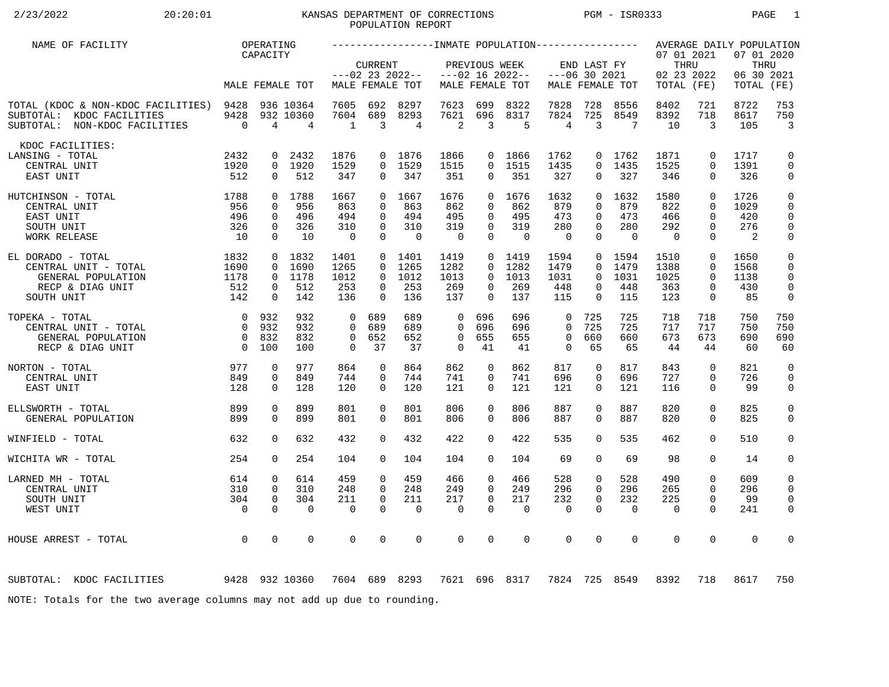# KANSAS DEPARTMENT OF CORRECTIONS

## POPULATION REPORT

2/23/2022 20:20:01 PGM - ISR0333

| NAME OF FACILITY | OPERATING CAPACITY | | | INMATE POPULATION | | | | | | | | | | | | AVERAGE DAILY POPULATION | | | |
|---|---|---|---|---|---|---|---|---|---|---|---|---|---|---|---|---|---|---|---|
| | | | | CURRENT ---02 23 2022-- | | | PREVIOUS WEEK ---02 16 2022-- | | | END LAST FY ---06 30 2021 | | | | | | 07 01 2021 THRU 02 23 2022 | | 07 01 2020 THRU 06 30 2021 | |
| | MALE | FEMALE | TOT | MALE | FEMALE | TOT | MALE | FEMALE | TOT | MALE | FEMALE | TOT | | | | TOTAL | (FE) | TOTAL | (FE) |
| TOTAL (KDOC & NON-KDOC FACILITIES) | 9428 | 936 | 10364 | 7605 | 692 | 8297 | 7623 | 699 | 8322 | 7828 | 728 | 8556 | | | | 8402 | 721 | 8722 | 753 |
| SUBTOTAL: KDOC FACILITIES | 9428 | 932 | 10360 | 7604 | 689 | 8293 | 7621 | 696 | 8317 | 7824 | 725 | 8549 | | | | 8392 | 718 | 8617 | 750 |
| SUBTOTAL: NON-KDOC FACILITIES | 0 | 4 | 4 | 1 | 3 | 4 | 2 | 3 | 5 | 4 | 3 | 7 | | | | 10 | 3 | 105 | 3 |
| KDOC FACILITIES: | | | | | | | | | | | | | | | | | | | |
| LANSING - TOTAL | 2432 | 0 | 2432 | 1876 | 0 | 1876 | 1866 | 0 | 1866 | 1762 | 0 | 1762 | | | | 1871 | 0 | 1717 | 0 |
| CENTRAL UNIT | 1920 | 0 | 1920 | 1529 | 0 | 1529 | 1515 | 0 | 1515 | 1435 | 0 | 1435 | | | | 1525 | 0 | 1391 | 0 |
| EAST UNIT | 512 | 0 | 512 | 347 | 0 | 347 | 351 | 0 | 351 | 327 | 0 | 327 | | | | 346 | 0 | 326 | 0 |
| HUTCHINSON - TOTAL | 1788 | 0 | 1788 | 1667 | 0 | 1667 | 1676 | 0 | 1676 | 1632 | 0 | 1632 | | | | 1580 | 0 | 1726 | 0 |
| CENTRAL UNIT | 956 | 0 | 956 | 863 | 0 | 863 | 862 | 0 | 862 | 879 | 0 | 879 | | | | 822 | 0 | 1029 | 0 |
| EAST UNIT | 496 | 0 | 496 | 494 | 0 | 494 | 495 | 0 | 495 | 473 | 0 | 473 | | | | 466 | 0 | 420 | 0 |
| SOUTH UNIT | 326 | 0 | 326 | 310 | 0 | 310 | 319 | 0 | 319 | 280 | 0 | 280 | | | | 292 | 0 | 276 | 0 |
| WORK RELEASE | 10 | 0 | 10 | 0 | 0 | 0 | 0 | 0 | 0 | 0 | 0 | 0 | | | | 0 | 0 | 2 | 0 |
| EL DORADO - TOTAL | 1832 | 0 | 1832 | 1401 | 0 | 1401 | 1419 | 0 | 1419 | 1594 | 0 | 1594 | | | | 1510 | 0 | 1650 | 0 |
| CENTRAL UNIT - TOTAL | 1690 | 0 | 1690 | 1265 | 0 | 1265 | 1282 | 0 | 1282 | 1479 | 0 | 1479 | | | | 1388 | 0 | 1568 | 0 |
| GENERAL POPULATION | 1178 | 0 | 1178 | 1012 | 0 | 1012 | 1013 | 0 | 1013 | 1031 | 0 | 1031 | | | | 1025 | 0 | 1138 | 0 |
| RECP & DIAG UNIT | 512 | 0 | 512 | 253 | 0 | 253 | 269 | 0 | 269 | 448 | 0 | 448 | | | | 363 | 0 | 430 | 0 |
| SOUTH UNIT | 142 | 0 | 142 | 136 | 0 | 136 | 137 | 0 | 137 | 115 | 0 | 115 | | | | 123 | 0 | 85 | 0 |
| TOPEKA - TOTAL | 0 | 932 | 932 | 0 | 689 | 689 | 0 | 696 | 696 | 0 | 725 | 725 | | | | 718 | 718 | 750 | 750 |
| CENTRAL UNIT - TOTAL | 0 | 932 | 932 | 0 | 689 | 689 | 0 | 696 | 696 | 0 | 725 | 725 | | | | 717 | 717 | 750 | 750 |
| GENERAL POPULATION | 0 | 832 | 832 | 0 | 652 | 652 | 0 | 655 | 655 | 0 | 660 | 660 | | | | 673 | 673 | 690 | 690 |
| RECP & DIAG UNIT | 0 | 100 | 100 | 0 | 37 | 37 | 0 | 41 | 41 | 0 | 65 | 65 | | | | 44 | 44 | 60 | 60 |
| NORTON - TOTAL | 977 | 0 | 977 | 864 | 0 | 864 | 862 | 0 | 862 | 817 | 0 | 817 | | | | 843 | 0 | 821 | 0 |
| CENTRAL UNIT | 849 | 0 | 849 | 744 | 0 | 744 | 741 | 0 | 741 | 696 | 0 | 696 | | | | 727 | 0 | 726 | 0 |
| EAST UNIT | 128 | 0 | 128 | 120 | 0 | 120 | 121 | 0 | 121 | 121 | 0 | 121 | | | | 116 | 0 | 99 | 0 |
| ELLSWORTH - TOTAL | 899 | 0 | 899 | 801 | 0 | 801 | 806 | 0 | 806 | 887 | 0 | 887 | | | | 820 | 0 | 825 | 0 |
| GENERAL POPULATION | 899 | 0 | 899 | 801 | 0 | 801 | 806 | 0 | 806 | 887 | 0 | 887 | | | | 820 | 0 | 825 | 0 |
| WINFIELD - TOTAL | 632 | 0 | 632 | 432 | 0 | 432 | 422 | 0 | 422 | 535 | 0 | 535 | | | | 462 | 0 | 510 | 0 |
| WICHITA WR - TOTAL | 254 | 0 | 254 | 104 | 0 | 104 | 104 | 0 | 104 | 69 | 0 | 69 | | | | 98 | 0 | 14 | 0 |
| LARNED MH - TOTAL | 614 | 0 | 614 | 459 | 0 | 459 | 466 | 0 | 466 | 528 | 0 | 528 | | | | 490 | 0 | 609 | 0 |
| CENTRAL UNIT | 310 | 0 | 310 | 248 | 0 | 248 | 249 | 0 | 249 | 296 | 0 | 296 | | | | 265 | 0 | 296 | 0 |
| SOUTH UNIT | 304 | 0 | 304 | 211 | 0 | 211 | 217 | 0 | 217 | 232 | 0 | 232 | | | | 225 | 0 | 99 | 0 |
| WEST UNIT | 0 | 0 | 0 | 0 | 0 | 0 | 0 | 0 | 0 | 0 | 0 | 0 | | | | 0 | 0 | 241 | 0 |
| HOUSE ARREST - TOTAL | 0 | 0 | 0 | 0 | 0 | 0 | 0 | 0 | 0 | 0 | 0 | 0 | | | | 0 | 0 | 0 | 0 |
| SUBTOTAL: KDOC FACILITIES | 9428 | 932 | 10360 | 7604 | 689 | 8293 | 7621 | 696 | 8317 | 7824 | 725 | 8549 | | | | 8392 | 718 | 8617 | 750 |

NOTE: Totals for the two average columns may not add up due to rounding.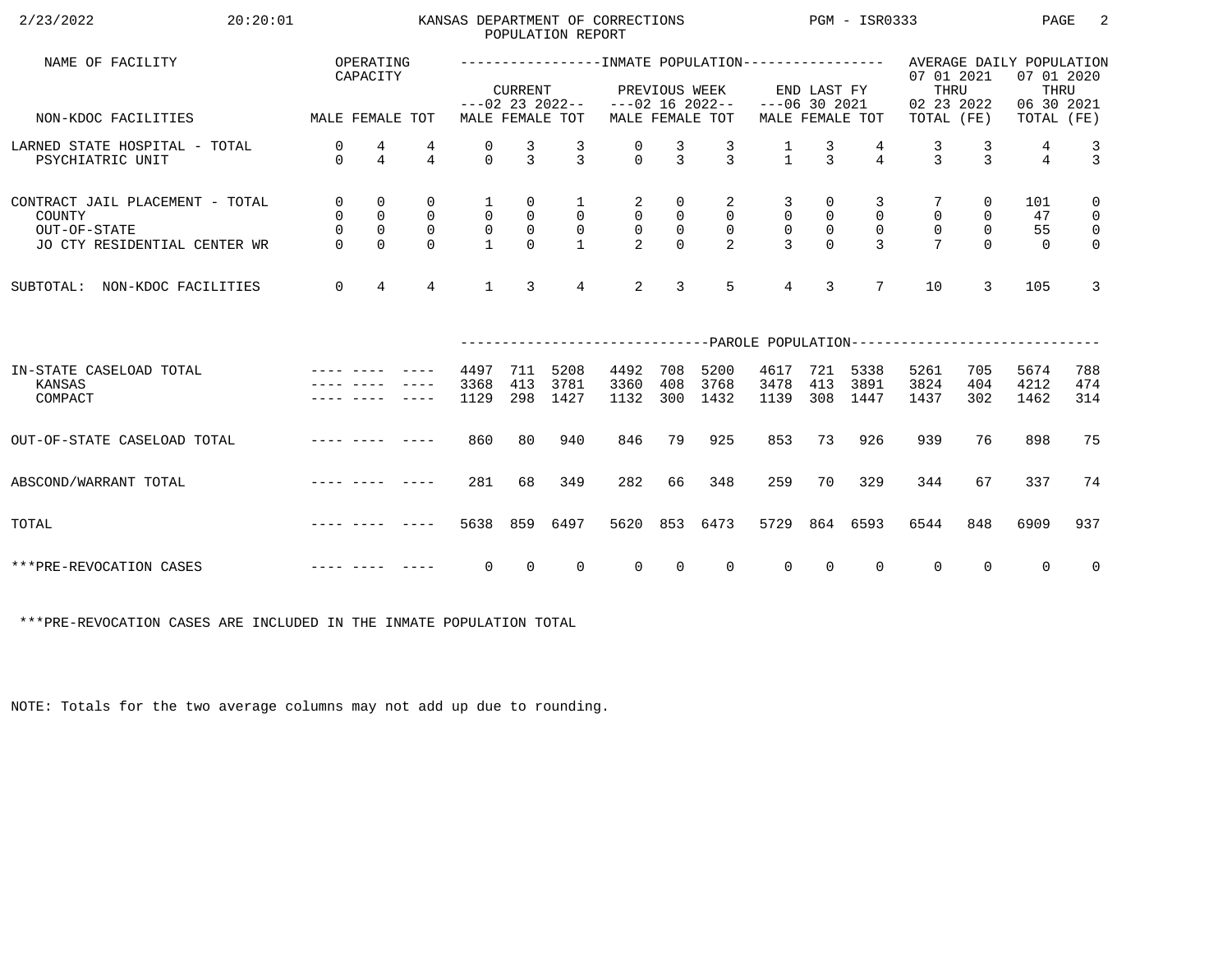# KANSAS DEPARTMENT OF CORRECTIONS
## POPULATION REPORT

| NAME OF FACILITY | OPERATING CAPACITY | | | INMATE POPULATION | | | | | | | | | AVERAGE DAILY POPULATION | | | |
|---|---|---|---|---|---|---|---|---|---|---|---|---|---|---|---|---|
| | | | | CURRENT ---02 23 2022-- | | | PREVIOUS WEEK ---02 16 2022-- | | | END LAST FY ---06 30 2021 | | | 07 01 2021 THRU 02 23 2022 | | 07 01 2020 THRU 06 30 2021 | |
| NON-KDOC FACILITIES | MALE | FEMALE | TOT | MALE | FEMALE | TOT | MALE | FEMALE | TOT | MALE | FEMALE | TOT | TOTAL | (FE) | TOTAL | (FE) |
| LARNED STATE HOSPITAL - TOTAL | 0 | 4 | 4 | 0 | 3 | 3 | 0 | 3 | 3 | 1 | 3 | 4 | 3 | 3 | 4 | 3 |
| PSYCHIATRIC UNIT | 0 | 4 | 4 | 0 | 3 | 3 | 0 | 3 | 3 | 1 | 3 | 4 | 3 | 3 | 4 | 3 |
| CONTRACT JAIL PLACEMENT - TOTAL | 0 | 0 | 0 | 1 | 0 | 1 | 2 | 0 | 2 | 3 | 0 | 3 | 7 | 0 | 101 | 0 |
| COUNTY | 0 | 0 | 0 | 0 | 0 | 0 | 0 | 0 | 0 | 0 | 0 | 0 | 0 | 0 | 47 | 0 |
| OUT-OF-STATE | 0 | 0 | 0 | 0 | 0 | 0 | 0 | 0 | 0 | 0 | 0 | 0 | 0 | 0 | 55 | 0 |
| JO CTY RESIDENTIAL CENTER WR | 0 | 0 | 0 | 1 | 0 | 1 | 2 | 0 | 2 | 3 | 0 | 3 | 7 | 0 | 0 | 0 |
| SUBTOTAL: NON-KDOC FACILITIES | 0 | 4 | 4 | 1 | 3 | 4 | 2 | 3 | 5 | 4 | 3 | 7 | 10 | 3 | 105 | 3 |

| | | | | PAROLE POPULATION | | | | | | | | | | | | |
|---|---|---|---|---|---|---|---|---|---|---|---|---|---|---|---|---|
| IN-STATE CASELOAD TOTAL | ---- | ---- | ---- | 4497 | 711 | 5208 | 4492 | 708 | 5200 | 4617 | 721 | 5338 | 5261 | 705 | 5674 | 788 |
| KANSAS | ---- | ---- | ---- | 3368 | 413 | 3781 | 3360 | 408 | 3768 | 3478 | 413 | 3891 | 3824 | 404 | 4212 | 474 |
| COMPACT | ---- | ---- | ---- | 1129 | 298 | 1427 | 1132 | 300 | 1432 | 1139 | 308 | 1447 | 1437 | 302 | 1462 | 314 |
| OUT-OF-STATE CASELOAD TOTAL | ---- | ---- | ---- | 860 | 80 | 940 | 846 | 79 | 925 | 853 | 73 | 926 | 939 | 76 | 898 | 75 |
| ABSCOND/WARRANT TOTAL | ---- | ---- | ---- | 281 | 68 | 349 | 282 | 66 | 348 | 259 | 70 | 329 | 344 | 67 | 337 | 74 |
| TOTAL | ---- | ---- | ---- | 5638 | 859 | 6497 | 5620 | 853 | 6473 | 5729 | 864 | 6593 | 6544 | 848 | 6909 | 937 |
| ***PRE-REVOCATION CASES | ---- | ---- | ---- | 0 | 0 | 0 | 0 | 0 | 0 | 0 | 0 | 0 | 0 | 0 | 0 | 0 |

***PRE-REVOCATION CASES ARE INCLUDED IN THE INMATE POPULATION TOTAL

NOTE: Totals for the two average columns may not add up due to rounding.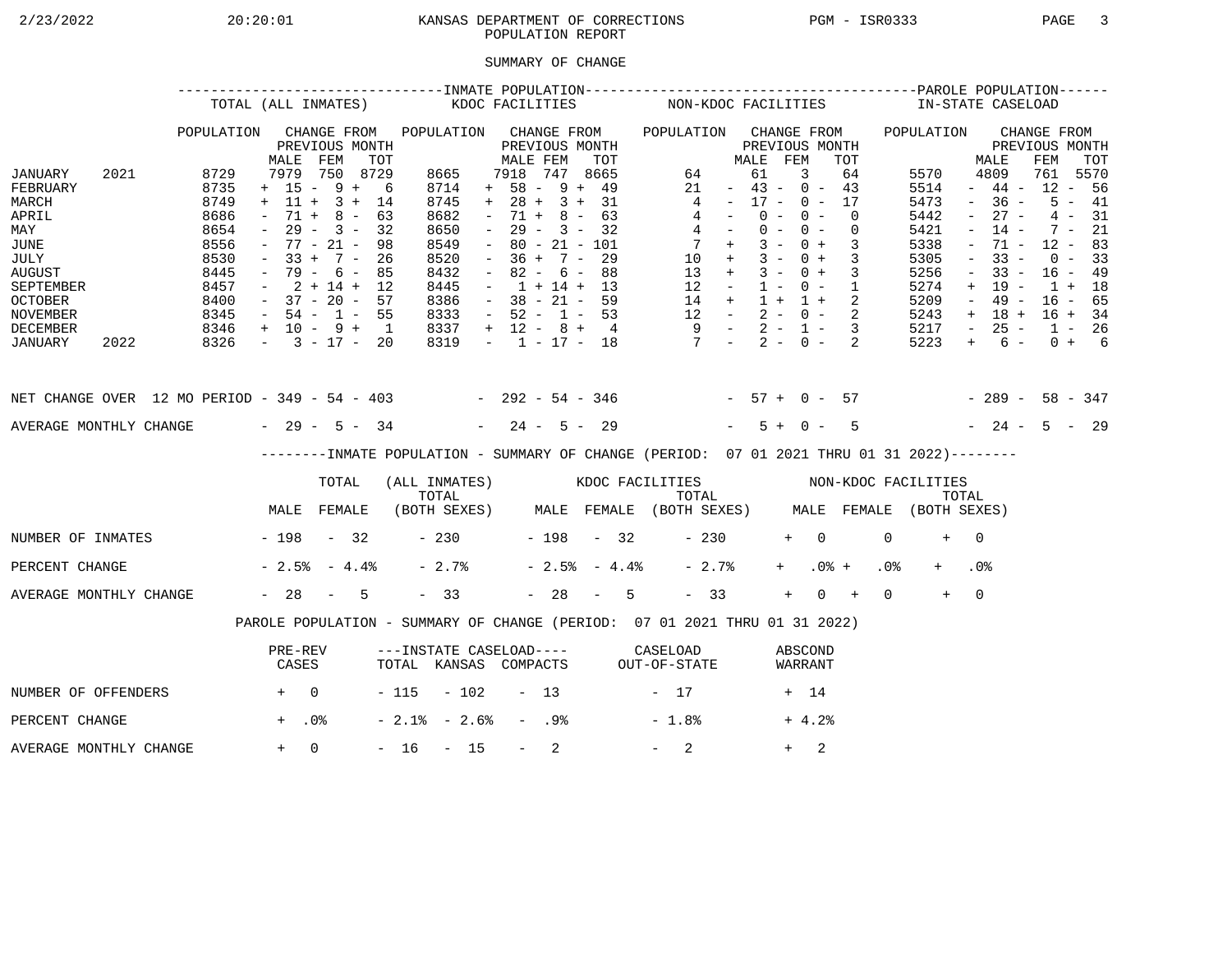KANSAS DEPARTMENT OF CORRECTIONS
POPULATION REPORT

PGM - ISR0333

2/23/2022 20:20:01

## SUMMARY OF CHANGE

| | TOTAL (ALL INMATES) | | | | KDOC FACILITIES | | | | NON-KDOC FACILITIES | | | | PAROLE POPULATION IN-STATE CASELOAD | | | |
|---|---|---|---|---|---|---|---|---|---|---|---|---|---|---|---|---|
| | POPULATION | CHANGE FROM PREVIOUS MONTH MALE | FEM | TOT | POPULATION | CHANGE FROM PREVIOUS MONTH MALE | FEM | TOT | POPULATION | CHANGE FROM PREVIOUS MONTH MALE | FEM | TOT | POPULATION | CHANGE FROM PREVIOUS MONTH MALE | FEM | TOT |
| JANUARY 2021 | 8729 | 7979 | 750 | 8729 | 8665 | 7918 | 747 | 8665 | 64 | 61 | 3 | 64 | 5570 | 4809 | 761 | 5570 |
| FEBRUARY | 8735 | + 15 | - 9 | + 6 | 8714 | + 58 | - 9 | + 49 | 21 | - 43 | - 0 | - 43 | 5514 | - 44 | - 12 | - 56 |
| MARCH | 8749 | + 11 | + 3 | + 14 | 8745 | + 28 | + 3 | + 31 | 4 | - 17 | - 0 | - 17 | 5473 | - 36 | - 5 | - 41 |
| APRIL | 8686 | - 71 | + 8 | - 63 | 8682 | - 71 | + 8 | - 63 | 4 | - 0 | - 0 | - 0 | 5442 | - 27 | - 4 | - 31 |
| MAY | 8654 | - 29 | - 3 | - 32 | 8650 | - 29 | - 3 | - 32 | 4 | - 0 | - 0 | - 0 | 5421 | - 14 | - 7 | - 21 |
| JUNE | 8556 | - 77 | - 21 | - 98 | 8549 | - 80 | - 21 | - 101 | 7 | + 3 | - 0 | + 3 | 5338 | - 71 | - 12 | - 83 |
| JULY | 8530 | - 33 | + 7 | - 26 | 8520 | - 36 | + 7 | - 29 | 10 | + 3 | - 0 | + 3 | 5305 | - 33 | - 0 | - 33 |
| AUGUST | 8445 | - 79 | - 6 | - 85 | 8432 | - 82 | - 6 | - 88 | 13 | + 3 | - 0 | + 3 | 5256 | - 33 | - 16 | - 49 |
| SEPTEMBER | 8457 | - 2 | + 14 | + 12 | 8445 | - 1 | + 14 | + 13 | 12 | - 1 | - 0 | - 1 | 5274 | + 19 | - 1 | + 18 |
| OCTOBER | 8400 | - 37 | - 20 | - 57 | 8386 | - 38 | - 21 | - 59 | 14 | + 1 | + 1 | + 2 | 5209 | - 49 | - 16 | - 65 |
| NOVEMBER | 8345 | - 54 | - 1 | - 55 | 8333 | - 52 | - 1 | - 53 | 12 | - 2 | - 0 | - 2 | 5243 | + 18 | + 16 | + 34 |
| DECEMBER | 8346 | + 10 | - 9 | + 1 | 8337 | + 12 | - 8 | + 4 | 9 | - 2 | - 1 | - 3 | 5217 | - 25 | - 1 | - 26 |
| JANUARY 2022 | 8326 | - 3 | - 17 | - 20 | 8319 | - 1 | - 17 | - 18 | 7 | - 2 | - 0 | - 2 | 5223 | + 6 | - 0 | + 6 |
| NET CHANGE OVER 12 MO PERIOD | | - 349 | - 54 | - 403 | | - 292 | - 54 | - 346 | | - 57 | + 0 | - 57 | | - 289 | - 58 | - 347 |
| AVERAGE MONTHLY CHANGE | | - 29 | - 5 | - 34 | | - 24 | - 5 | - 29 | | - 5 | + 0 | - 5 | | - 24 | - 5 | - 29 |

### INMATE POPULATION - SUMMARY OF CHANGE (PERIOD: 07 01 2021 THRU 01 31 2022)

| | TOTAL (ALL INMATES) MALE | FEMALE | TOTAL (BOTH SEXES) | KDOC FACILITIES MALE | FEMALE | TOTAL (BOTH SEXES) | NON-KDOC FACILITIES MALE | FEMALE | TOTAL (BOTH SEXES) |
|---|---|---|---|---|---|---|---|---|---|
| NUMBER OF INMATES | - 198 | - 32 | - 230 | - 198 | - 32 | - 230 | + 0 | 0 | + 0 |
| PERCENT CHANGE | - 2.5% | - 4.4% | - 2.7% | - 2.5% | - 4.4% | - 2.7% | + .0% | + .0% | + .0% |
| AVERAGE MONTHLY CHANGE | - 28 | - 5 | - 33 | - 28 | - 5 | - 33 | + 0 | + 0 | + 0 |

### PAROLE POPULATION - SUMMARY OF CHANGE (PERIOD: 07 01 2021 THRU 01 31 2022)

| | PRE-REV CASES | INSTATE CASELOAD TOTAL | KANSAS | COMPACTS | CASELOAD OUT-OF-STATE | ABSCOND WARRANT |
|---|---|---|---|---|---|---|
| NUMBER OF OFFENDERS | + 0 | - 115 | - 102 | - 13 | - 17 | + 14 |
| PERCENT CHANGE | + .0% | - 2.1% | - 2.6% | - .9% | - 1.8% | + 4.2% |
| AVERAGE MONTHLY CHANGE | + 0 | - 16 | - 15 | - 2 | - 2 | + 2 |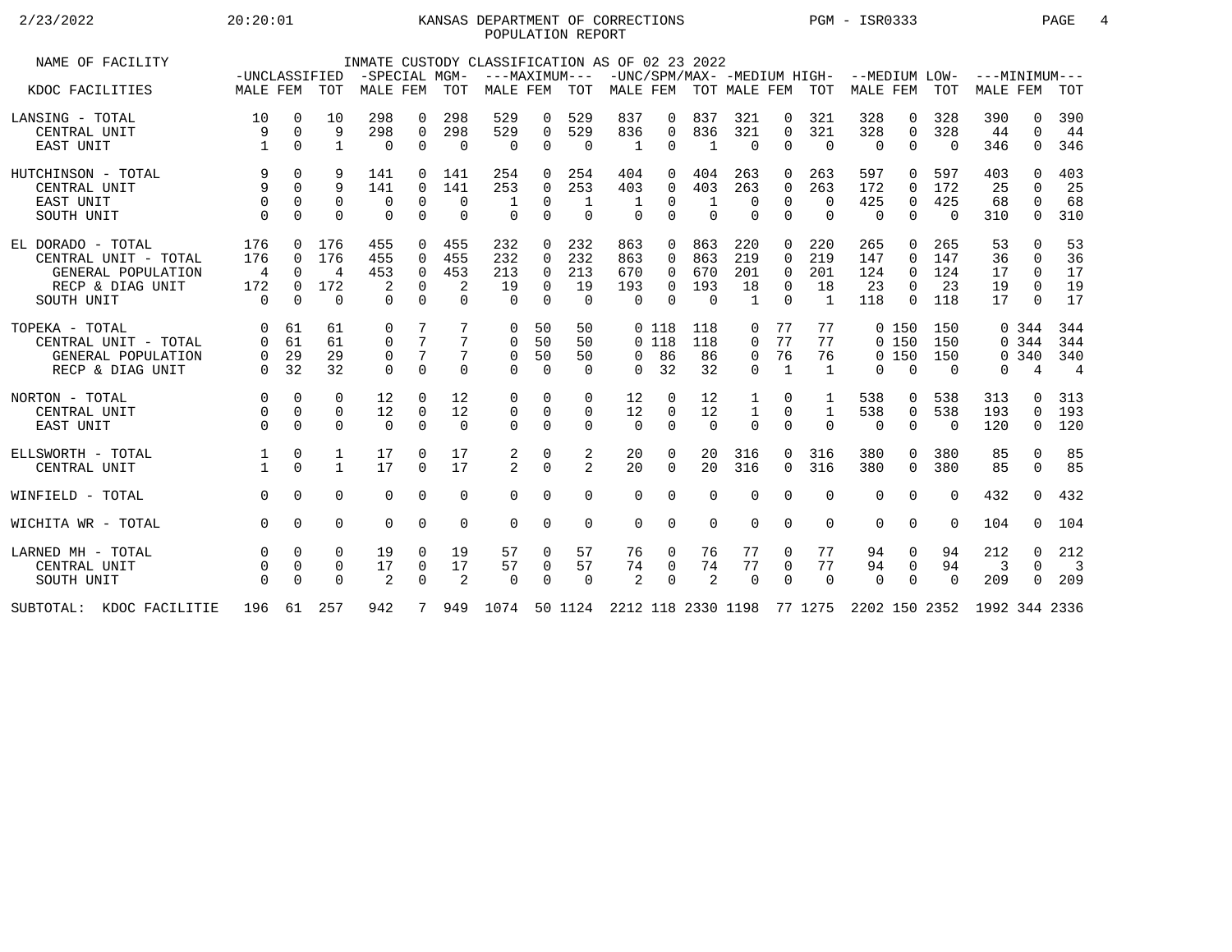KANSAS DEPARTMENT OF CORRECTIONS
POPULATION REPORT

INMATE CUSTODY CLASSIFICATION AS OF 02 23 2022

| NAME OF FACILITY / KDOC FACILITIES | -UNCLASSIFIED MALE | FEM | TOT | -SPECIAL MGM- MALE | FEM | TOT | ---MAXIMUM--- MALE | FEM | TOT | -UNC/SPM/MAX- MALE | FEM | TOT | -MEDIUM HIGH- MALE | FEM | TOT | --MEDIUM LOW- MALE | FEM | TOT | ---MINIMUM--- MALE | FEM | TOT |
|---|---|---|---|---|---|---|---|---|---|---|---|---|---|---|---|---|---|---|---|---|---|
| LANSING - TOTAL | 10 | 0 | 10 | 298 | 0 | 298 | 529 | 0 | 529 | 837 | 0 | 837 | 321 | 0 | 321 | 328 | 0 | 328 | 390 | 0 | 390 |
| CENTRAL UNIT | 9 | 0 | 9 | 298 | 0 | 298 | 529 | 0 | 529 | 836 | 0 | 836 | 321 | 0 | 321 | 328 | 0 | 328 | 44 | 0 | 44 |
| EAST UNIT | 1 | 0 | 1 | 0 | 0 | 0 | 0 | 0 | 0 | 1 | 0 | 1 | 0 | 0 | 0 | 0 | 0 | 0 | 346 | 0 | 346 |
| HUTCHINSON - TOTAL | 9 | 0 | 9 | 141 | 0 | 141 | 254 | 0 | 254 | 404 | 0 | 404 | 263 | 0 | 263 | 597 | 0 | 597 | 403 | 0 | 403 |
| CENTRAL UNIT | 9 | 0 | 9 | 141 | 0 | 141 | 253 | 0 | 253 | 403 | 0 | 403 | 263 | 0 | 263 | 172 | 0 | 172 | 25 | 0 | 25 |
| EAST UNIT | 0 | 0 | 0 | 0 | 0 | 0 | 1 | 0 | 1 | 1 | 0 | 1 | 0 | 0 | 0 | 425 | 0 | 425 | 68 | 0 | 68 |
| SOUTH UNIT | 0 | 0 | 0 | 0 | 0 | 0 | 0 | 0 | 0 | 0 | 0 | 0 | 0 | 0 | 0 | 0 | 0 | 0 | 310 | 0 | 310 |
| EL DORADO - TOTAL | 176 | 0 | 176 | 455 | 0 | 455 | 232 | 0 | 232 | 863 | 0 | 863 | 220 | 0 | 220 | 265 | 0 | 265 | 53 | 0 | 53 |
| CENTRAL UNIT - TOTAL | 176 | 0 | 176 | 455 | 0 | 455 | 232 | 0 | 232 | 863 | 0 | 863 | 219 | 0 | 219 | 147 | 0 | 147 | 36 | 0 | 36 |
| GENERAL POPULATION | 4 | 0 | 4 | 453 | 0 | 453 | 213 | 0 | 213 | 670 | 0 | 670 | 201 | 0 | 201 | 124 | 0 | 124 | 17 | 0 | 17 |
| RECP & DIAG UNIT | 172 | 0 | 172 | 2 | 0 | 2 | 19 | 0 | 19 | 193 | 0 | 193 | 18 | 0 | 18 | 23 | 0 | 23 | 19 | 0 | 19 |
| SOUTH UNIT | 0 | 0 | 0 | 0 | 0 | 0 | 0 | 0 | 0 | 0 | 0 | 0 | 1 | 0 | 1 | 118 | 0 | 118 | 17 | 0 | 17 |
| TOPEKA - TOTAL | 0 | 61 | 61 | 0 | 7 | 7 | 0 | 50 | 50 | 0 | 118 | 118 | 0 | 77 | 77 | 0 | 150 | 150 | 0 | 344 | 344 |
| CENTRAL UNIT - TOTAL | 0 | 61 | 61 | 0 | 7 | 7 | 0 | 50 | 50 | 0 | 118 | 118 | 0 | 77 | 77 | 0 | 150 | 150 | 0 | 344 | 344 |
| GENERAL POPULATION | 0 | 29 | 29 | 0 | 7 | 7 | 0 | 50 | 50 | 0 | 86 | 86 | 0 | 76 | 76 | 0 | 150 | 150 | 0 | 340 | 340 |
| RECP & DIAG UNIT | 0 | 32 | 32 | 0 | 0 | 0 | 0 | 0 | 0 | 0 | 32 | 32 | 0 | 1 | 1 | 0 | 0 | 0 | 0 | 4 | 4 |
| NORTON - TOTAL | 0 | 0 | 0 | 12 | 0 | 12 | 0 | 0 | 0 | 12 | 0 | 12 | 1 | 0 | 1 | 538 | 0 | 538 | 313 | 0 | 313 |
| CENTRAL UNIT | 0 | 0 | 0 | 12 | 0 | 12 | 0 | 0 | 0 | 12 | 0 | 12 | 1 | 0 | 1 | 538 | 0 | 538 | 193 | 0 | 193 |
| EAST UNIT | 0 | 0 | 0 | 0 | 0 | 0 | 0 | 0 | 0 | 0 | 0 | 0 | 0 | 0 | 0 | 0 | 0 | 0 | 120 | 0 | 120 |
| ELLSWORTH - TOTAL | 1 | 0 | 1 | 17 | 0 | 17 | 2 | 0 | 2 | 20 | 0 | 20 | 316 | 0 | 316 | 380 | 0 | 380 | 85 | 0 | 85 |
| CENTRAL UNIT | 1 | 0 | 1 | 17 | 0 | 17 | 2 | 0 | 2 | 20 | 0 | 20 | 316 | 0 | 316 | 380 | 0 | 380 | 85 | 0 | 85 |
| WINFIELD - TOTAL | 0 | 0 | 0 | 0 | 0 | 0 | 0 | 0 | 0 | 0 | 0 | 0 | 0 | 0 | 0 | 0 | 0 | 0 | 432 | 0 | 432 |
| WICHITA WR - TOTAL | 0 | 0 | 0 | 0 | 0 | 0 | 0 | 0 | 0 | 0 | 0 | 0 | 0 | 0 | 0 | 0 | 0 | 0 | 104 | 0 | 104 |
| LARNED MH - TOTAL | 0 | 0 | 0 | 19 | 0 | 19 | 57 | 0 | 57 | 76 | 0 | 76 | 77 | 0 | 77 | 94 | 0 | 94 | 212 | 0 | 212 |
| CENTRAL UNIT | 0 | 0 | 0 | 17 | 0 | 17 | 57 | 0 | 57 | 74 | 0 | 74 | 77 | 0 | 77 | 94 | 0 | 94 | 3 | 0 | 3 |
| SOUTH UNIT | 0 | 0 | 0 | 2 | 0 | 2 | 0 | 0 | 0 | 2 | 0 | 2 | 0 | 0 | 0 | 0 | 0 | 0 | 209 | 0 | 209 |
| SUBTOTAL: KDOC FACILITIE | 196 | 61 | 257 | 942 | 7 | 949 | 1074 | 50 | 1124 | 2212 | 118 | 2330 | 1198 | 77 | 1275 | 2202 | 150 | 2352 | 1992 | 344 | 2336 |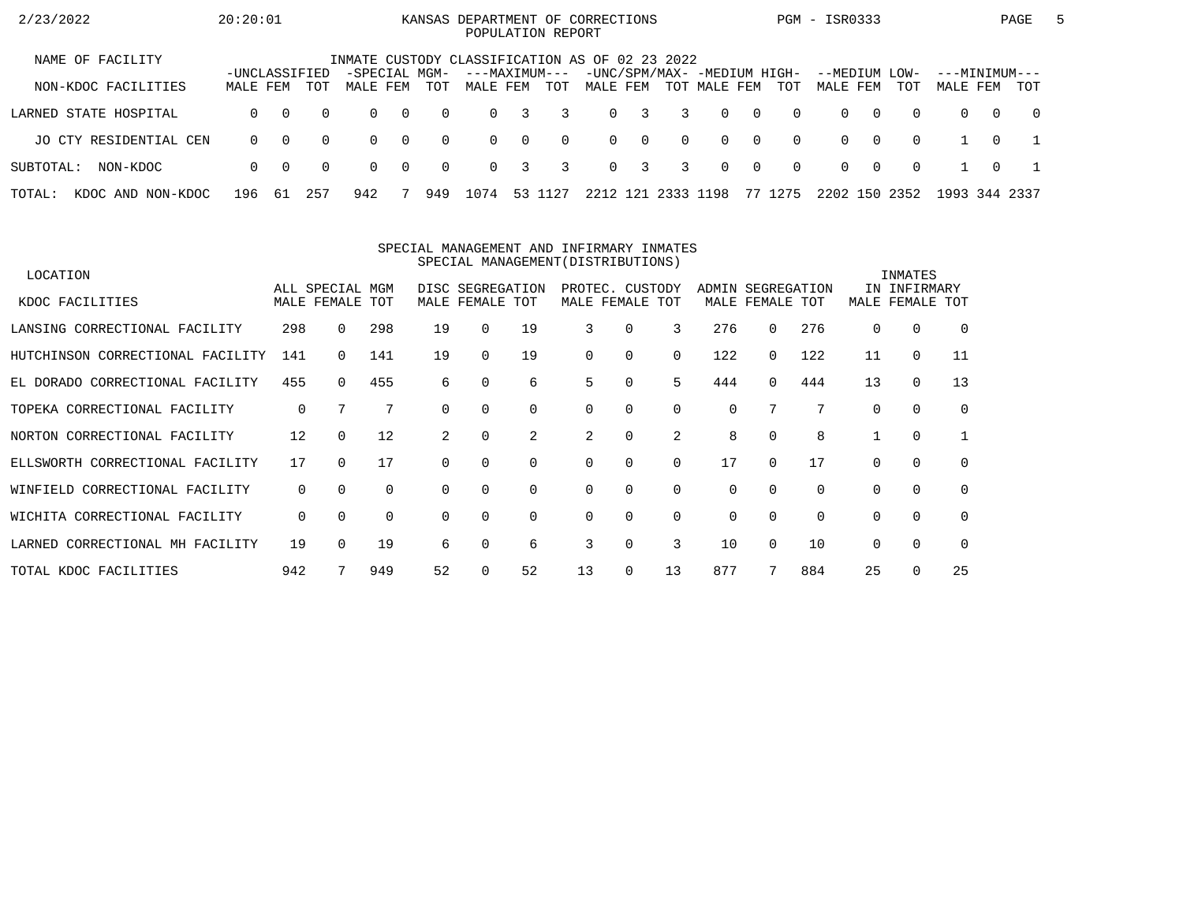KANSAS DEPARTMENT OF CORRECTIONS
POPULATION REPORT

| NAME OF FACILITY | INMATE CUSTODY CLASSIFICATION AS OF 02 23 2022 | | | | | | | | | | | | | | | | | | | | |
|---|---|---|---|---|---|---|---|---|---|---|---|---|---|---|---|---|---|---|---|---|---|
| | -UNCLASSIFIED | | | -SPECIAL MGM- | | | ---MAXIMUM--- | | | -UNC/SPM/MAX- | | | -MEDIUM HIGH- | | | --MEDIUM LOW- | | | ---MINIMUM--- | | |
| NON-KDOC FACILITIES | MALE | FEM | TOT | MALE | FEM | TOT | MALE | FEM | TOT | MALE | FEM | TOT | MALE | FEM | TOT | MALE | FEM | TOT | MALE | FEM | TOT |
| LARNED STATE HOSPITAL | 0 | 0 | 0 | 0 | 0 | 0 | 0 | 3 | 3 | 0 | 3 | 3 | 0 | 0 | 0 | 0 | 0 | 0 | 0 | 0 | 0 |
| JO CTY RESIDENTIAL CEN | 0 | 0 | 0 | 0 | 0 | 0 | 0 | 0 | 0 | 0 | 0 | 0 | 0 | 0 | 0 | 0 | 0 | 0 | 1 | 0 | 1 |
| SUBTOTAL: NON-KDOC | 0 | 0 | 0 | 0 | 0 | 0 | 0 | 3 | 3 | 0 | 3 | 3 | 0 | 0 | 0 | 0 | 0 | 0 | 1 | 0 | 1 |
| TOTAL: KDOC AND NON-KDOC | 196 | 61 | 257 | 942 | 7 | 949 | 1074 | 53 | 1127 | 2212 | 121 | 2333 | 1198 | 77 | 1275 | 2202 | 150 | 2352 | 1993 | 344 | 2337 |

SPECIAL MANAGEMENT AND INFIRMARY INMATES
SPECIAL MANAGEMENT(DISTRIBUTIONS)

| LOCATION | ALL SPECIAL MGM | | | DISC SEGREGATION | | | PROTEC. CUSTODY | | | ADMIN SEGREGATION | | | INMATES IN INFIRMARY | | |
|---|---|---|---|---|---|---|---|---|---|---|---|---|---|---|---|
| KDOC FACILITIES | MALE | FEMALE | TOT | MALE | FEMALE | TOT | MALE | FEMALE | TOT | MALE | FEMALE | TOT | MALE | FEMALE | TOT |
| LANSING CORRECTIONAL FACILITY | 298 | 0 | 298 | 19 | 0 | 19 | 3 | 0 | 3 | 276 | 0 | 276 | 0 | 0 | 0 |
| HUTCHINSON CORRECTIONAL FACILITY | 141 | 0 | 141 | 19 | 0 | 19 | 0 | 0 | 0 | 122 | 0 | 122 | 11 | 0 | 11 |
| EL DORADO CORRECTIONAL FACILITY | 455 | 0 | 455 | 6 | 0 | 6 | 5 | 0 | 5 | 444 | 0 | 444 | 13 | 0 | 13 |
| TOPEKA CORRECTIONAL FACILITY | 0 | 7 | 7 | 0 | 0 | 0 | 0 | 0 | 0 | 0 | 7 | 7 | 0 | 0 | 0 |
| NORTON CORRECTIONAL FACILITY | 12 | 0 | 12 | 2 | 0 | 2 | 2 | 0 | 2 | 8 | 0 | 8 | 1 | 0 | 1 |
| ELLSWORTH CORRECTIONAL FACILITY | 17 | 0 | 17 | 0 | 0 | 0 | 0 | 0 | 0 | 17 | 0 | 17 | 0 | 0 | 0 |
| WINFIELD CORRECTIONAL FACILITY | 0 | 0 | 0 | 0 | 0 | 0 | 0 | 0 | 0 | 0 | 0 | 0 | 0 | 0 | 0 |
| WICHITA CORRECTIONAL FACILITY | 0 | 0 | 0 | 0 | 0 | 0 | 0 | 0 | 0 | 0 | 0 | 0 | 0 | 0 | 0 |
| LARNED CORRECTIONAL MH FACILITY | 19 | 0 | 19 | 6 | 0 | 6 | 3 | 0 | 3 | 10 | 0 | 10 | 0 | 0 | 0 |
| TOTAL KDOC FACILITIES | 942 | 7 | 949 | 52 | 0 | 52 | 13 | 0 | 13 | 877 | 7 | 884 | 25 | 0 | 25 |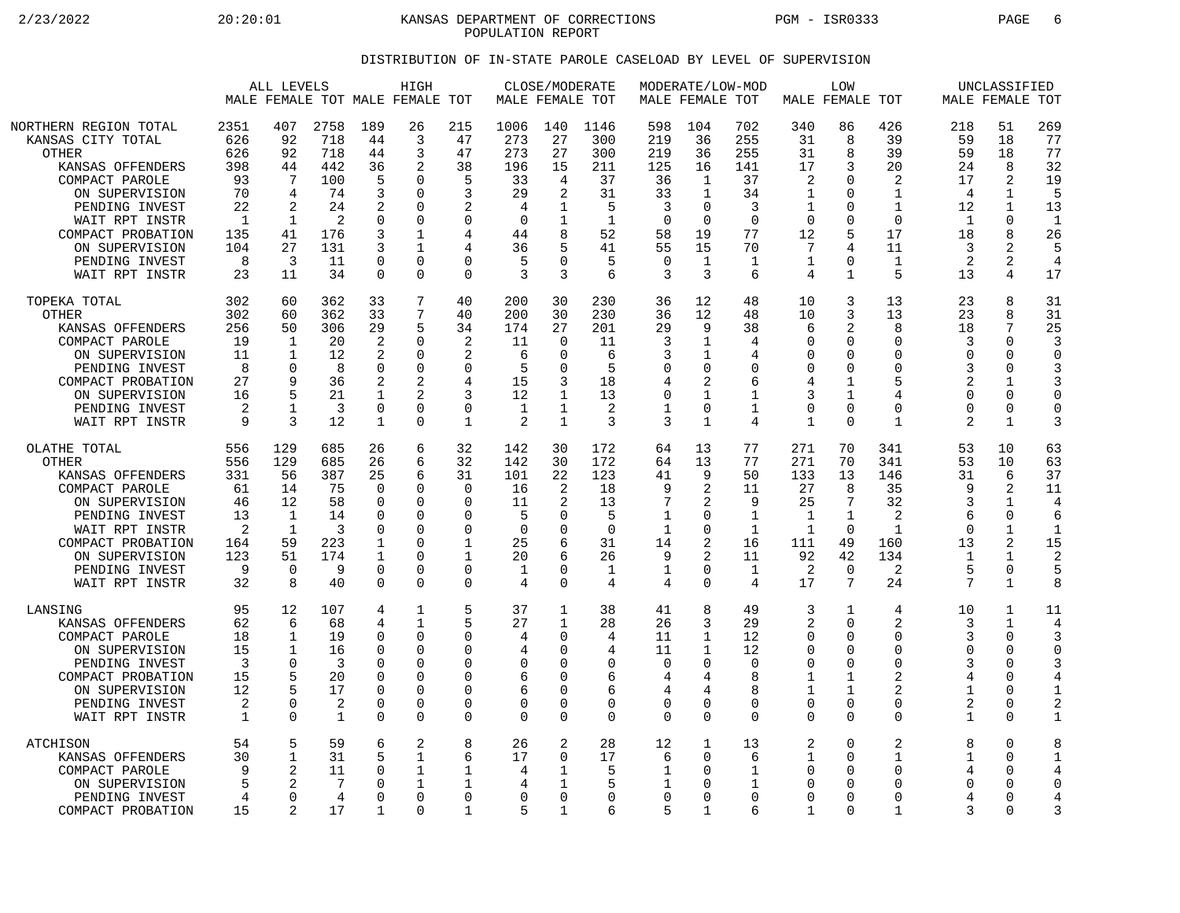KANSAS DEPARTMENT OF CORRECTIONS
POPULATION REPORT

## DISTRIBUTION OF IN-STATE PAROLE CASELOAD BY LEVEL OF SUPERVISION

| | ALL LEVELS | | | HIGH | | | CLOSE/MODERATE | | | MODERATE/LOW-MOD | | | LOW | | | UNCLASSIFIED | | |
|---|---|---|---|---|---|---|---|---|---|---|---|---|---|---|---|---|---|---|
| | MALE | FEMALE | TOT | MALE | FEMALE | TOT | MALE | FEMALE | TOT | MALE | FEMALE | TOT | MALE | FEMALE | TOT | MALE | FEMALE | TOT |
| NORTHERN REGION TOTAL | 2351 | 407 | 2758 | 189 | 26 | 215 | 1006 | 140 | 1146 | 598 | 104 | 702 | 340 | 86 | 426 | 218 | 51 | 269 |
| KANSAS CITY TOTAL | 626 | 92 | 718 | 44 | 3 | 47 | 273 | 27 | 300 | 219 | 36 | 255 | 31 | 8 | 39 | 59 | 18 | 77 |
| OTHER | 626 | 92 | 718 | 44 | 3 | 47 | 273 | 27 | 300 | 219 | 36 | 255 | 31 | 8 | 39 | 59 | 18 | 77 |
| KANSAS OFFENDERS | 398 | 44 | 442 | 36 | 2 | 38 | 196 | 15 | 211 | 125 | 16 | 141 | 17 | 3 | 20 | 24 | 8 | 32 |
| COMPACT PAROLE | 93 | 7 | 100 | 5 | 0 | 5 | 33 | 4 | 37 | 36 | 1 | 37 | 2 | 0 | 2 | 17 | 2 | 19 |
| ON SUPERVISION | 70 | 4 | 74 | 3 | 0 | 3 | 29 | 2 | 31 | 33 | 1 | 34 | 1 | 0 | 1 | 4 | 1 | 5 |
| PENDING INVEST | 22 | 2 | 24 | 2 | 0 | 2 | 4 | 1 | 5 | 3 | 0 | 3 | 1 | 0 | 1 | 12 | 1 | 13 |
| WAIT RPT INSTR | 1 | 1 | 2 | 0 | 0 | 0 | 0 | 1 | 1 | 0 | 0 | 0 | 0 | 0 | 0 | 1 | 0 | 1 |
| COMPACT PROBATION | 135 | 41 | 176 | 3 | 1 | 4 | 44 | 8 | 52 | 58 | 19 | 77 | 12 | 5 | 17 | 18 | 8 | 26 |
| ON SUPERVISION | 104 | 27 | 131 | 3 | 1 | 4 | 36 | 5 | 41 | 55 | 15 | 70 | 7 | 4 | 11 | 3 | 2 | 5 |
| PENDING INVEST | 8 | 3 | 11 | 0 | 0 | 0 | 5 | 0 | 5 | 0 | 1 | 1 | 1 | 0 | 1 | 2 | 2 | 4 |
| WAIT RPT INSTR | 23 | 11 | 34 | 0 | 0 | 0 | 3 | 3 | 6 | 3 | 3 | 6 | 4 | 1 | 5 | 13 | 4 | 17 |
| TOPEKA TOTAL | 302 | 60 | 362 | 33 | 7 | 40 | 200 | 30 | 230 | 36 | 12 | 48 | 10 | 3 | 13 | 23 | 8 | 31 |
| OTHER | 302 | 60 | 362 | 33 | 7 | 40 | 200 | 30 | 230 | 36 | 12 | 48 | 10 | 3 | 13 | 23 | 8 | 31 |
| KANSAS OFFENDERS | 256 | 50 | 306 | 29 | 5 | 34 | 174 | 27 | 201 | 29 | 9 | 38 | 6 | 2 | 8 | 18 | 7 | 25 |
| COMPACT PAROLE | 19 | 1 | 20 | 2 | 0 | 2 | 11 | 0 | 11 | 3 | 1 | 4 | 0 | 0 | 0 | 3 | 0 | 3 |
| ON SUPERVISION | 11 | 1 | 12 | 2 | 0 | 2 | 6 | 0 | 6 | 3 | 1 | 4 | 0 | 0 | 0 | 0 | 0 | 0 |
| PENDING INVEST | 8 | 0 | 8 | 0 | 0 | 0 | 5 | 0 | 5 | 0 | 0 | 0 | 0 | 0 | 0 | 3 | 0 | 3 |
| COMPACT PROBATION | 27 | 9 | 36 | 2 | 2 | 4 | 15 | 3 | 18 | 4 | 2 | 6 | 4 | 1 | 5 | 2 | 1 | 3 |
| ON SUPERVISION | 16 | 5 | 21 | 1 | 2 | 3 | 12 | 1 | 13 | 0 | 1 | 1 | 3 | 1 | 4 | 0 | 0 | 0 |
| PENDING INVEST | 2 | 1 | 3 | 0 | 0 | 0 | 1 | 1 | 2 | 1 | 0 | 1 | 0 | 0 | 0 | 0 | 0 | 0 |
| WAIT RPT INSTR | 9 | 3 | 12 | 1 | 0 | 1 | 2 | 1 | 3 | 3 | 1 | 4 | 1 | 0 | 1 | 2 | 1 | 3 |
| OLATHE TOTAL | 556 | 129 | 685 | 26 | 6 | 32 | 142 | 30 | 172 | 64 | 13 | 77 | 271 | 70 | 341 | 53 | 10 | 63 |
| OTHER | 556 | 129 | 685 | 26 | 6 | 32 | 142 | 30 | 172 | 64 | 13 | 77 | 271 | 70 | 341 | 53 | 10 | 63 |
| KANSAS OFFENDERS | 331 | 56 | 387 | 25 | 6 | 31 | 101 | 22 | 123 | 41 | 9 | 50 | 133 | 13 | 146 | 31 | 6 | 37 |
| COMPACT PAROLE | 61 | 14 | 75 | 0 | 0 | 0 | 16 | 2 | 18 | 9 | 2 | 11 | 27 | 8 | 35 | 9 | 2 | 11 |
| ON SUPERVISION | 46 | 12 | 58 | 0 | 0 | 0 | 11 | 2 | 13 | 7 | 2 | 9 | 25 | 7 | 32 | 3 | 1 | 4 |
| PENDING INVEST | 13 | 1 | 14 | 0 | 0 | 0 | 5 | 0 | 5 | 1 | 0 | 1 | 1 | 1 | 2 | 6 | 0 | 6 |
| WAIT RPT INSTR | 2 | 1 | 3 | 0 | 0 | 0 | 0 | 0 | 0 | 1 | 0 | 1 | 1 | 0 | 1 | 0 | 1 | 1 |
| COMPACT PROBATION | 164 | 59 | 223 | 1 | 0 | 1 | 25 | 6 | 31 | 14 | 2 | 16 | 111 | 49 | 160 | 13 | 2 | 15 |
| ON SUPERVISION | 123 | 51 | 174 | 1 | 0 | 1 | 20 | 6 | 26 | 9 | 2 | 11 | 92 | 42 | 134 | 1 | 1 | 2 |
| PENDING INVEST | 9 | 0 | 9 | 0 | 0 | 0 | 1 | 0 | 1 | 1 | 0 | 1 | 2 | 0 | 2 | 5 | 0 | 5 |
| WAIT RPT INSTR | 32 | 8 | 40 | 0 | 0 | 0 | 4 | 0 | 4 | 4 | 0 | 4 | 17 | 7 | 24 | 7 | 1 | 8 |
| LANSING | 95 | 12 | 107 | 4 | 1 | 5 | 37 | 1 | 38 | 41 | 8 | 49 | 3 | 1 | 4 | 10 | 1 | 11 |
| KANSAS OFFENDERS | 62 | 6 | 68 | 4 | 1 | 5 | 27 | 1 | 28 | 26 | 3 | 29 | 2 | 0 | 2 | 3 | 1 | 4 |
| COMPACT PAROLE | 18 | 1 | 19 | 0 | 0 | 0 | 4 | 0 | 4 | 11 | 1 | 12 | 0 | 0 | 0 | 3 | 0 | 3 |
| ON SUPERVISION | 15 | 1 | 16 | 0 | 0 | 0 | 4 | 0 | 4 | 11 | 1 | 12 | 0 | 0 | 0 | 0 | 0 | 0 |
| PENDING INVEST | 3 | 0 | 3 | 0 | 0 | 0 | 0 | 0 | 0 | 0 | 0 | 0 | 0 | 0 | 0 | 3 | 0 | 3 |
| COMPACT PROBATION | 15 | 5 | 20 | 0 | 0 | 0 | 6 | 0 | 6 | 4 | 4 | 8 | 1 | 1 | 2 | 4 | 0 | 4 |
| ON SUPERVISION | 12 | 5 | 17 | 0 | 0 | 0 | 6 | 0 | 6 | 4 | 4 | 8 | 1 | 1 | 2 | 1 | 0 | 1 |
| PENDING INVEST | 2 | 0 | 2 | 0 | 0 | 0 | 0 | 0 | 0 | 0 | 0 | 0 | 0 | 0 | 0 | 2 | 0 | 2 |
| WAIT RPT INSTR | 1 | 0 | 1 | 0 | 0 | 0 | 0 | 0 | 0 | 0 | 0 | 0 | 0 | 0 | 0 | 1 | 0 | 1 |
| ATCHISON | 54 | 5 | 59 | 6 | 2 | 8 | 26 | 2 | 28 | 12 | 1 | 13 | 2 | 0 | 2 | 8 | 0 | 8 |
| KANSAS OFFENDERS | 30 | 1 | 31 | 5 | 1 | 6 | 17 | 0 | 17 | 6 | 0 | 6 | 1 | 0 | 1 | 1 | 0 | 1 |
| COMPACT PAROLE | 9 | 2 | 11 | 0 | 1 | 1 | 4 | 1 | 5 | 1 | 0 | 1 | 0 | 0 | 0 | 4 | 0 | 4 |
| ON SUPERVISION | 5 | 2 | 7 | 0 | 1 | 1 | 4 | 1 | 5 | 1 | 0 | 1 | 0 | 0 | 0 | 0 | 0 | 0 |
| PENDING INVEST | 4 | 0 | 4 | 0 | 0 | 0 | 0 | 0 | 0 | 0 | 0 | 0 | 0 | 0 | 0 | 4 | 0 | 4 |
| COMPACT PROBATION | 15 | 2 | 17 | 1 | 0 | 1 | 5 | 1 | 6 | 5 | 1 | 6 | 1 | 0 | 1 | 3 | 0 | 3 |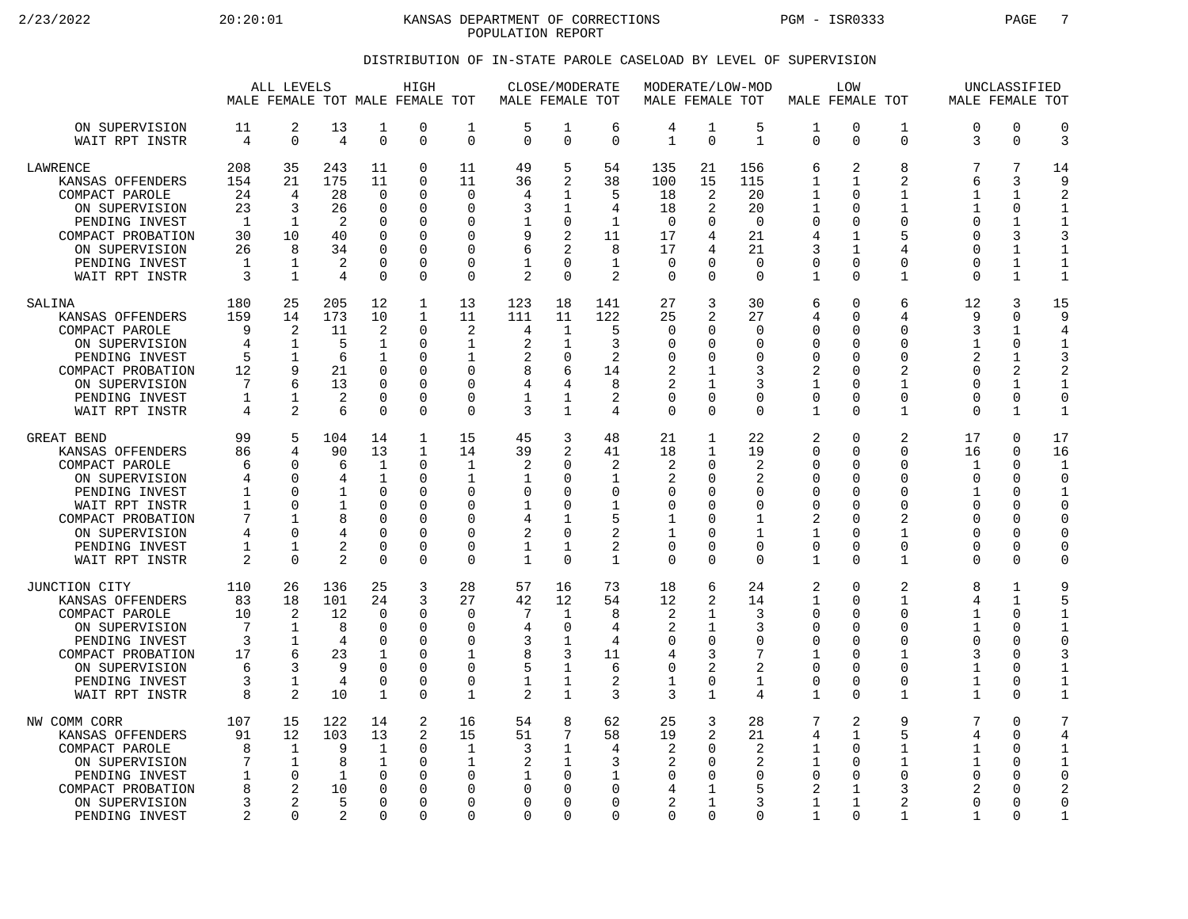# KANSAS DEPARTMENT OF CORRECTIONS
## POPULATION REPORT

### DISTRIBUTION OF IN-STATE PAROLE CASELOAD BY LEVEL OF SUPERVISION

| | ALL LEVELS | | | HIGH | | | CLOSE/MODERATE | | | MODERATE/LOW-MOD | | | LOW | | | UNCLASSIFIED | | |
|---|---|---|---|---|---|---|---|---|---|---|---|---|---|---|---|---|---|---|
| | MALE | FEMALE | TOT | MALE | FEMALE | TOT | MALE | FEMALE | TOT | MALE | FEMALE | TOT | MALE | FEMALE | TOT | MALE | FEMALE | TOT |
| ON SUPERVISION | 11 | 2 | 13 | 1 | 0 | 1 | 5 | 1 | 6 | 4 | 1 | 5 | 1 | 0 | 1 | 0 | 0 | 0 |
| WAIT RPT INSTR | 4 | 0 | 4 | 0 | 0 | 0 | 0 | 0 | 0 | 1 | 0 | 1 | 0 | 0 | 0 | 3 | 0 | 3 |
| LAWRENCE | 208 | 35 | 243 | 11 | 0 | 11 | 49 | 5 | 54 | 135 | 21 | 156 | 6 | 2 | 8 | 7 | 7 | 14 |
| KANSAS OFFENDERS | 154 | 21 | 175 | 11 | 0 | 11 | 36 | 2 | 38 | 100 | 15 | 115 | 1 | 1 | 2 | 6 | 3 | 9 |
| COMPACT PAROLE | 24 | 4 | 28 | 0 | 0 | 0 | 4 | 1 | 5 | 18 | 2 | 20 | 1 | 0 | 1 | 1 | 1 | 2 |
| ON SUPERVISION | 23 | 3 | 26 | 0 | 0 | 0 | 3 | 1 | 4 | 18 | 2 | 20 | 1 | 0 | 1 | 1 | 0 | 1 |
| PENDING INVEST | 1 | 1 | 2 | 0 | 0 | 0 | 1 | 0 | 1 | 0 | 0 | 0 | 0 | 0 | 0 | 0 | 1 | 1 |
| COMPACT PROBATION | 30 | 10 | 40 | 0 | 0 | 0 | 9 | 2 | 11 | 17 | 4 | 21 | 4 | 1 | 5 | 0 | 3 | 3 |
| ON SUPERVISION | 26 | 8 | 34 | 0 | 0 | 0 | 6 | 2 | 8 | 17 | 4 | 21 | 3 | 1 | 4 | 0 | 1 | 1 |
| PENDING INVEST | 1 | 1 | 2 | 0 | 0 | 0 | 1 | 0 | 1 | 0 | 0 | 0 | 0 | 0 | 0 | 0 | 1 | 1 |
| WAIT RPT INSTR | 3 | 1 | 4 | 0 | 0 | 0 | 2 | 0 | 2 | 0 | 0 | 0 | 1 | 0 | 1 | 0 | 1 | 1 |
| SALINA | 180 | 25 | 205 | 12 | 1 | 13 | 123 | 18 | 141 | 27 | 3 | 30 | 6 | 0 | 6 | 12 | 3 | 15 |
| KANSAS OFFENDERS | 159 | 14 | 173 | 10 | 1 | 11 | 111 | 11 | 122 | 25 | 2 | 27 | 4 | 0 | 4 | 9 | 0 | 9 |
| COMPACT PAROLE | 9 | 2 | 11 | 2 | 0 | 2 | 4 | 1 | 5 | 0 | 0 | 0 | 0 | 0 | 0 | 3 | 1 | 4 |
| ON SUPERVISION | 4 | 1 | 5 | 1 | 0 | 1 | 2 | 1 | 3 | 0 | 0 | 0 | 0 | 0 | 0 | 1 | 0 | 1 |
| PENDING INVEST | 5 | 1 | 6 | 1 | 0 | 1 | 2 | 0 | 2 | 0 | 0 | 0 | 0 | 0 | 0 | 2 | 1 | 3 |
| COMPACT PROBATION | 12 | 9 | 21 | 0 | 0 | 0 | 8 | 6 | 14 | 2 | 1 | 3 | 2 | 0 | 2 | 0 | 2 | 2 |
| ON SUPERVISION | 7 | 6 | 13 | 0 | 0 | 0 | 4 | 4 | 8 | 2 | 1 | 3 | 1 | 0 | 1 | 0 | 1 | 1 |
| PENDING INVEST | 1 | 1 | 2 | 0 | 0 | 0 | 1 | 1 | 2 | 0 | 0 | 0 | 0 | 0 | 0 | 0 | 0 | 0 |
| WAIT RPT INSTR | 4 | 2 | 6 | 0 | 0 | 0 | 3 | 1 | 4 | 0 | 0 | 0 | 1 | 0 | 1 | 0 | 1 | 1 |
| GREAT BEND | 99 | 5 | 104 | 14 | 1 | 15 | 45 | 3 | 48 | 21 | 1 | 22 | 2 | 0 | 2 | 17 | 0 | 17 |
| KANSAS OFFENDERS | 86 | 4 | 90 | 13 | 1 | 14 | 39 | 2 | 41 | 18 | 1 | 19 | 0 | 0 | 0 | 16 | 0 | 16 |
| COMPACT PAROLE | 6 | 0 | 6 | 1 | 0 | 1 | 2 | 0 | 2 | 2 | 0 | 2 | 0 | 0 | 0 | 1 | 0 | 1 |
| ON SUPERVISION | 4 | 0 | 4 | 1 | 0 | 1 | 1 | 0 | 1 | 2 | 0 | 2 | 0 | 0 | 0 | 0 | 0 | 0 |
| PENDING INVEST | 1 | 0 | 1 | 0 | 0 | 0 | 0 | 0 | 0 | 0 | 0 | 0 | 0 | 0 | 0 | 1 | 0 | 1 |
| WAIT RPT INSTR | 1 | 0 | 1 | 0 | 0 | 0 | 1 | 0 | 1 | 0 | 0 | 0 | 0 | 0 | 0 | 0 | 0 | 0 |
| COMPACT PROBATION | 7 | 1 | 8 | 0 | 0 | 0 | 4 | 1 | 5 | 1 | 0 | 1 | 2 | 0 | 2 | 0 | 0 | 0 |
| ON SUPERVISION | 4 | 0 | 4 | 0 | 0 | 0 | 2 | 0 | 2 | 1 | 0 | 1 | 1 | 0 | 1 | 0 | 0 | 0 |
| PENDING INVEST | 1 | 1 | 2 | 0 | 0 | 0 | 1 | 1 | 2 | 0 | 0 | 0 | 0 | 0 | 0 | 0 | 0 | 0 |
| WAIT RPT INSTR | 2 | 0 | 2 | 0 | 0 | 0 | 1 | 0 | 1 | 0 | 0 | 0 | 1 | 0 | 1 | 0 | 0 | 0 |
| JUNCTION CITY | 110 | 26 | 136 | 25 | 3 | 28 | 57 | 16 | 73 | 18 | 6 | 24 | 2 | 0 | 2 | 8 | 1 | 9 |
| KANSAS OFFENDERS | 83 | 18 | 101 | 24 | 3 | 27 | 42 | 12 | 54 | 12 | 2 | 14 | 1 | 0 | 1 | 4 | 1 | 5 |
| COMPACT PAROLE | 10 | 2 | 12 | 0 | 0 | 0 | 7 | 1 | 8 | 2 | 1 | 3 | 0 | 0 | 0 | 1 | 0 | 1 |
| ON SUPERVISION | 7 | 1 | 8 | 0 | 0 | 0 | 4 | 0 | 4 | 2 | 1 | 3 | 0 | 0 | 0 | 1 | 0 | 1 |
| PENDING INVEST | 3 | 1 | 4 | 0 | 0 | 0 | 3 | 1 | 4 | 0 | 0 | 0 | 0 | 0 | 0 | 0 | 0 | 0 |
| COMPACT PROBATION | 17 | 6 | 23 | 1 | 0 | 1 | 8 | 3 | 11 | 4 | 3 | 7 | 1 | 0 | 1 | 3 | 0 | 3 |
| ON SUPERVISION | 6 | 3 | 9 | 0 | 0 | 0 | 5 | 1 | 6 | 0 | 2 | 2 | 0 | 0 | 0 | 1 | 0 | 1 |
| PENDING INVEST | 3 | 1 | 4 | 0 | 0 | 0 | 1 | 1 | 2 | 1 | 0 | 1 | 0 | 0 | 0 | 1 | 0 | 1 |
| WAIT RPT INSTR | 8 | 2 | 10 | 1 | 0 | 1 | 2 | 1 | 3 | 3 | 1 | 4 | 1 | 0 | 1 | 1 | 0 | 1 |
| NW COMM CORR | 107 | 15 | 122 | 14 | 2 | 16 | 54 | 8 | 62 | 25 | 3 | 28 | 7 | 2 | 9 | 7 | 0 | 7 |
| KANSAS OFFENDERS | 91 | 12 | 103 | 13 | 2 | 15 | 51 | 7 | 58 | 19 | 2 | 21 | 4 | 1 | 5 | 4 | 0 | 4 |
| COMPACT PAROLE | 8 | 1 | 9 | 1 | 0 | 1 | 3 | 1 | 4 | 2 | 0 | 2 | 1 | 0 | 1 | 1 | 0 | 1 |
| ON SUPERVISION | 7 | 1 | 8 | 1 | 0 | 1 | 2 | 1 | 3 | 2 | 0 | 2 | 1 | 0 | 1 | 1 | 0 | 1 |
| PENDING INVEST | 1 | 0 | 1 | 0 | 0 | 0 | 1 | 0 | 1 | 0 | 0 | 0 | 0 | 0 | 0 | 0 | 0 | 0 |
| COMPACT PROBATION | 8 | 2 | 10 | 0 | 0 | 0 | 0 | 0 | 0 | 4 | 1 | 5 | 2 | 1 | 3 | 2 | 0 | 2 |
| ON SUPERVISION | 3 | 2 | 5 | 0 | 0 | 0 | 0 | 0 | 0 | 2 | 1 | 3 | 1 | 1 | 2 | 0 | 0 | 0 |
| PENDING INVEST | 2 | 0 | 2 | 0 | 0 | 0 | 0 | 0 | 0 | 0 | 0 | 0 | 1 | 0 | 1 | 1 | 0 | 1 |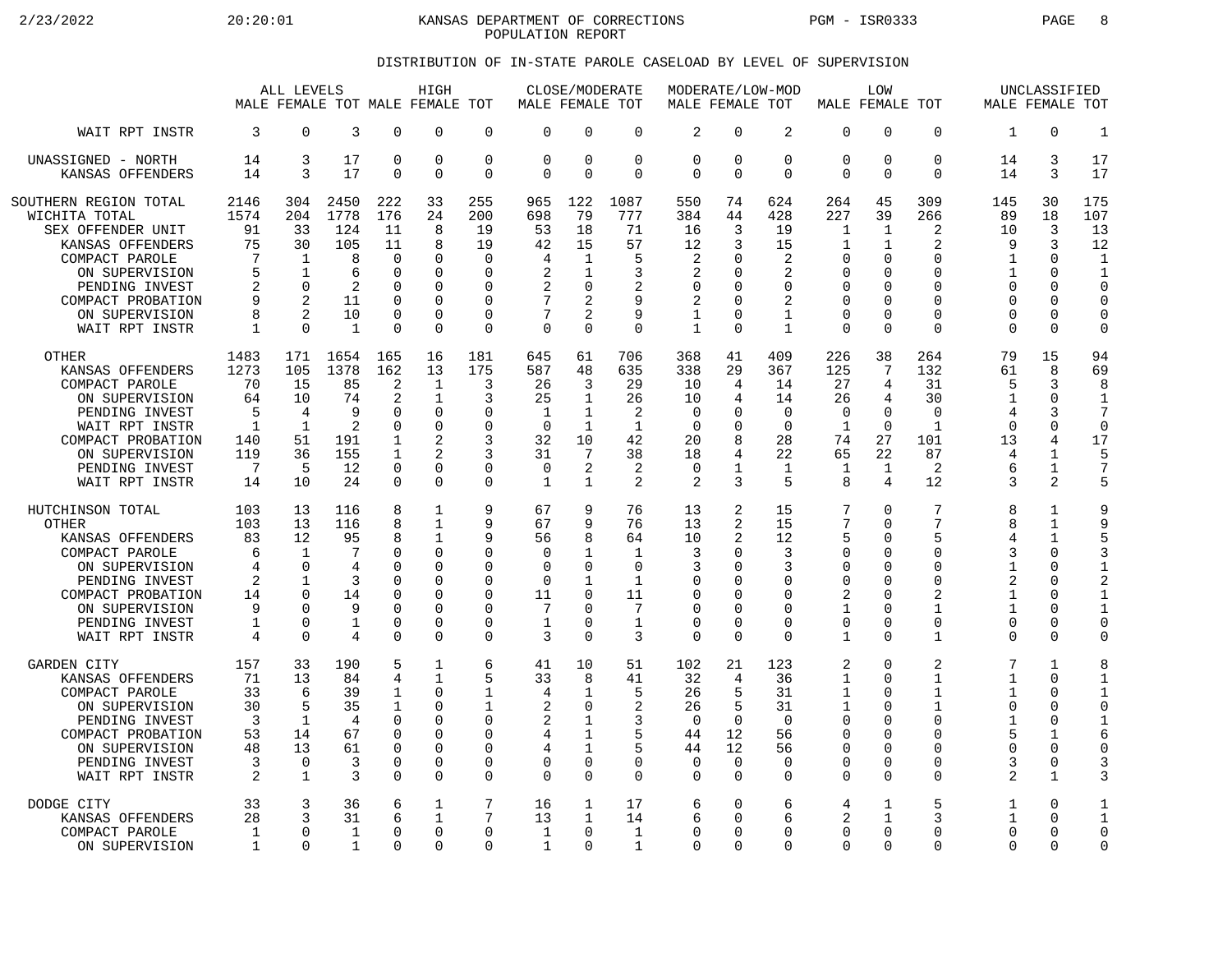# KANSAS DEPARTMENT OF CORRECTIONS
## POPULATION REPORT

### DISTRIBUTION OF IN-STATE PAROLE CASELOAD BY LEVEL OF SUPERVISION

| | ALL LEVELS | | | HIGH | | | CLOSE/MODERATE | | | MODERATE/LOW-MOD | | | LOW | | | UNCLASSIFIED | | |
|---|---|---|---|---|---|---|---|---|---|---|---|---|---|---|---|---|---|---|
| | MALE | FEMALE | TOT | MALE | FEMALE | TOT | MALE | FEMALE | TOT | MALE | FEMALE | TOT | MALE | FEMALE | TOT | MALE | FEMALE | TOT |
| WAIT RPT INSTR | 3 | 0 | 3 | 0 | 0 | 0 | 0 | 0 | 0 | 2 | 0 | 2 | 0 | 0 | 0 | 1 | 0 | 1 |
| UNASSIGNED - NORTH | 14 | 3 | 17 | 0 | 0 | 0 | 0 | 0 | 0 | 0 | 0 | 0 | 0 | 0 | 0 | 14 | 3 | 17 |
| KANSAS OFFENDERS | 14 | 3 | 17 | 0 | 0 | 0 | 0 | 0 | 0 | 0 | 0 | 0 | 0 | 0 | 0 | 14 | 3 | 17 |
| SOUTHERN REGION TOTAL | 2146 | 304 | 2450 | 222 | 33 | 255 | 965 | 122 | 1087 | 550 | 74 | 624 | 264 | 45 | 309 | 145 | 30 | 175 |
| WICHITA TOTAL | 1574 | 204 | 1778 | 176 | 24 | 200 | 698 | 79 | 777 | 384 | 44 | 428 | 227 | 39 | 266 | 89 | 18 | 107 |
| SEX OFFENDER UNIT | 91 | 33 | 124 | 11 | 8 | 19 | 53 | 18 | 71 | 16 | 3 | 19 | 1 | 1 | 2 | 10 | 3 | 13 |
| KANSAS OFFENDERS | 75 | 30 | 105 | 11 | 8 | 19 | 42 | 15 | 57 | 12 | 3 | 15 | 1 | 1 | 2 | 9 | 3 | 12 |
| COMPACT PAROLE | 7 | 1 | 8 | 0 | 0 | 0 | 4 | 1 | 5 | 2 | 0 | 2 | 0 | 0 | 0 | 1 | 0 | 1 |
| ON SUPERVISION | 5 | 1 | 6 | 0 | 0 | 0 | 2 | 1 | 3 | 2 | 0 | 2 | 0 | 0 | 0 | 1 | 0 | 1 |
| PENDING INVEST | 2 | 0 | 2 | 0 | 0 | 0 | 2 | 0 | 2 | 0 | 0 | 0 | 0 | 0 | 0 | 0 | 0 | 0 |
| COMPACT PROBATION | 9 | 2 | 11 | 0 | 0 | 0 | 7 | 2 | 9 | 2 | 0 | 2 | 0 | 0 | 0 | 0 | 0 | 0 |
| ON SUPERVISION | 8 | 2 | 10 | 0 | 0 | 0 | 7 | 2 | 9 | 1 | 0 | 1 | 0 | 0 | 0 | 0 | 0 | 0 |
| WAIT RPT INSTR | 1 | 0 | 1 | 0 | 0 | 0 | 0 | 0 | 0 | 1 | 0 | 1 | 0 | 0 | 0 | 0 | 0 | 0 |
| OTHER | 1483 | 171 | 1654 | 165 | 16 | 181 | 645 | 61 | 706 | 368 | 41 | 409 | 226 | 38 | 264 | 79 | 15 | 94 |
| KANSAS OFFENDERS | 1273 | 105 | 1378 | 162 | 13 | 175 | 587 | 48 | 635 | 338 | 29 | 367 | 125 | 7 | 132 | 61 | 8 | 69 |
| COMPACT PAROLE | 70 | 15 | 85 | 2 | 1 | 3 | 26 | 3 | 29 | 10 | 4 | 14 | 27 | 4 | 31 | 5 | 3 | 8 |
| ON SUPERVISION | 64 | 10 | 74 | 2 | 1 | 3 | 25 | 1 | 26 | 10 | 4 | 14 | 26 | 4 | 30 | 1 | 0 | 1 |
| PENDING INVEST | 5 | 4 | 9 | 0 | 0 | 0 | 1 | 1 | 2 | 0 | 0 | 0 | 0 | 0 | 0 | 4 | 3 | 7 |
| WAIT RPT INSTR | 1 | 1 | 2 | 0 | 0 | 0 | 0 | 1 | 1 | 0 | 0 | 0 | 1 | 0 | 1 | 0 | 0 | 0 |
| COMPACT PROBATION | 140 | 51 | 191 | 1 | 2 | 3 | 32 | 10 | 42 | 20 | 8 | 28 | 74 | 27 | 101 | 13 | 4 | 17 |
| ON SUPERVISION | 119 | 36 | 155 | 1 | 2 | 3 | 31 | 7 | 38 | 18 | 4 | 22 | 65 | 22 | 87 | 4 | 1 | 5 |
| PENDING INVEST | 7 | 5 | 12 | 0 | 0 | 0 | 0 | 2 | 2 | 0 | 1 | 1 | 1 | 1 | 2 | 6 | 1 | 7 |
| WAIT RPT INSTR | 14 | 10 | 24 | 0 | 0 | 0 | 1 | 1 | 2 | 2 | 3 | 5 | 8 | 4 | 12 | 3 | 2 | 5 |
| HUTCHINSON TOTAL | 103 | 13 | 116 | 8 | 1 | 9 | 67 | 9 | 76 | 13 | 2 | 15 | 7 | 0 | 7 | 8 | 1 | 9 |
| OTHER | 103 | 13 | 116 | 8 | 1 | 9 | 67 | 9 | 76 | 13 | 2 | 15 | 7 | 0 | 7 | 8 | 1 | 9 |
| KANSAS OFFENDERS | 83 | 12 | 95 | 8 | 1 | 9 | 56 | 8 | 64 | 10 | 2 | 12 | 5 | 0 | 5 | 4 | 1 | 5 |
| COMPACT PAROLE | 6 | 1 | 7 | 0 | 0 | 0 | 0 | 1 | 1 | 3 | 0 | 3 | 0 | 0 | 0 | 3 | 0 | 3 |
| ON SUPERVISION | 4 | 0 | 4 | 0 | 0 | 0 | 0 | 0 | 0 | 3 | 0 | 3 | 0 | 0 | 0 | 1 | 0 | 1 |
| PENDING INVEST | 2 | 1 | 3 | 0 | 0 | 0 | 0 | 1 | 1 | 0 | 0 | 0 | 0 | 0 | 0 | 2 | 0 | 2 |
| COMPACT PROBATION | 14 | 0 | 14 | 0 | 0 | 0 | 11 | 0 | 11 | 0 | 0 | 0 | 2 | 0 | 2 | 1 | 0 | 1 |
| ON SUPERVISION | 9 | 0 | 9 | 0 | 0 | 0 | 7 | 0 | 7 | 0 | 0 | 0 | 1 | 0 | 1 | 1 | 0 | 1 |
| PENDING INVEST | 1 | 0 | 1 | 0 | 0 | 0 | 1 | 0 | 1 | 0 | 0 | 0 | 0 | 0 | 0 | 0 | 0 | 0 |
| WAIT RPT INSTR | 4 | 0 | 4 | 0 | 0 | 0 | 3 | 0 | 3 | 0 | 0 | 0 | 1 | 0 | 1 | 0 | 0 | 0 |
| GARDEN CITY | 157 | 33 | 190 | 5 | 1 | 6 | 41 | 10 | 51 | 102 | 21 | 123 | 2 | 0 | 2 | 7 | 1 | 8 |
| KANSAS OFFENDERS | 71 | 13 | 84 | 4 | 1 | 5 | 33 | 8 | 41 | 32 | 4 | 36 | 1 | 0 | 1 | 1 | 0 | 1 |
| COMPACT PAROLE | 33 | 6 | 39 | 1 | 0 | 1 | 4 | 1 | 5 | 26 | 5 | 31 | 1 | 0 | 1 | 1 | 0 | 1 |
| ON SUPERVISION | 30 | 5 | 35 | 1 | 0 | 1 | 2 | 0 | 2 | 26 | 5 | 31 | 1 | 0 | 1 | 0 | 0 | 0 |
| PENDING INVEST | 3 | 1 | 4 | 0 | 0 | 0 | 2 | 1 | 3 | 0 | 0 | 0 | 0 | 0 | 0 | 1 | 0 | 1 |
| COMPACT PROBATION | 53 | 14 | 67 | 0 | 0 | 0 | 4 | 1 | 5 | 44 | 12 | 56 | 0 | 0 | 0 | 5 | 1 | 6 |
| ON SUPERVISION | 48 | 13 | 61 | 0 | 0 | 0 | 4 | 1 | 5 | 44 | 12 | 56 | 0 | 0 | 0 | 0 | 0 | 0 |
| PENDING INVEST | 3 | 0 | 3 | 0 | 0 | 0 | 0 | 0 | 0 | 0 | 0 | 0 | 0 | 0 | 0 | 3 | 0 | 3 |
| WAIT RPT INSTR | 2 | 1 | 3 | 0 | 0 | 0 | 0 | 0 | 0 | 0 | 0 | 0 | 0 | 0 | 0 | 2 | 1 | 3 |
| DODGE CITY | 33 | 3 | 36 | 6 | 1 | 7 | 16 | 1 | 17 | 6 | 0 | 6 | 4 | 1 | 5 | 1 | 0 | 1 |
| KANSAS OFFENDERS | 28 | 3 | 31 | 6 | 1 | 7 | 13 | 1 | 14 | 6 | 0 | 6 | 2 | 1 | 3 | 1 | 0 | 1 |
| COMPACT PAROLE | 1 | 0 | 1 | 0 | 0 | 0 | 1 | 0 | 1 | 0 | 0 | 0 | 0 | 0 | 0 | 0 | 0 | 0 |
| ON SUPERVISION | 1 | 0 | 1 | 0 | 0 | 0 | 1 | 0 | 1 | 0 | 0 | 0 | 0 | 0 | 0 | 0 | 0 | 0 |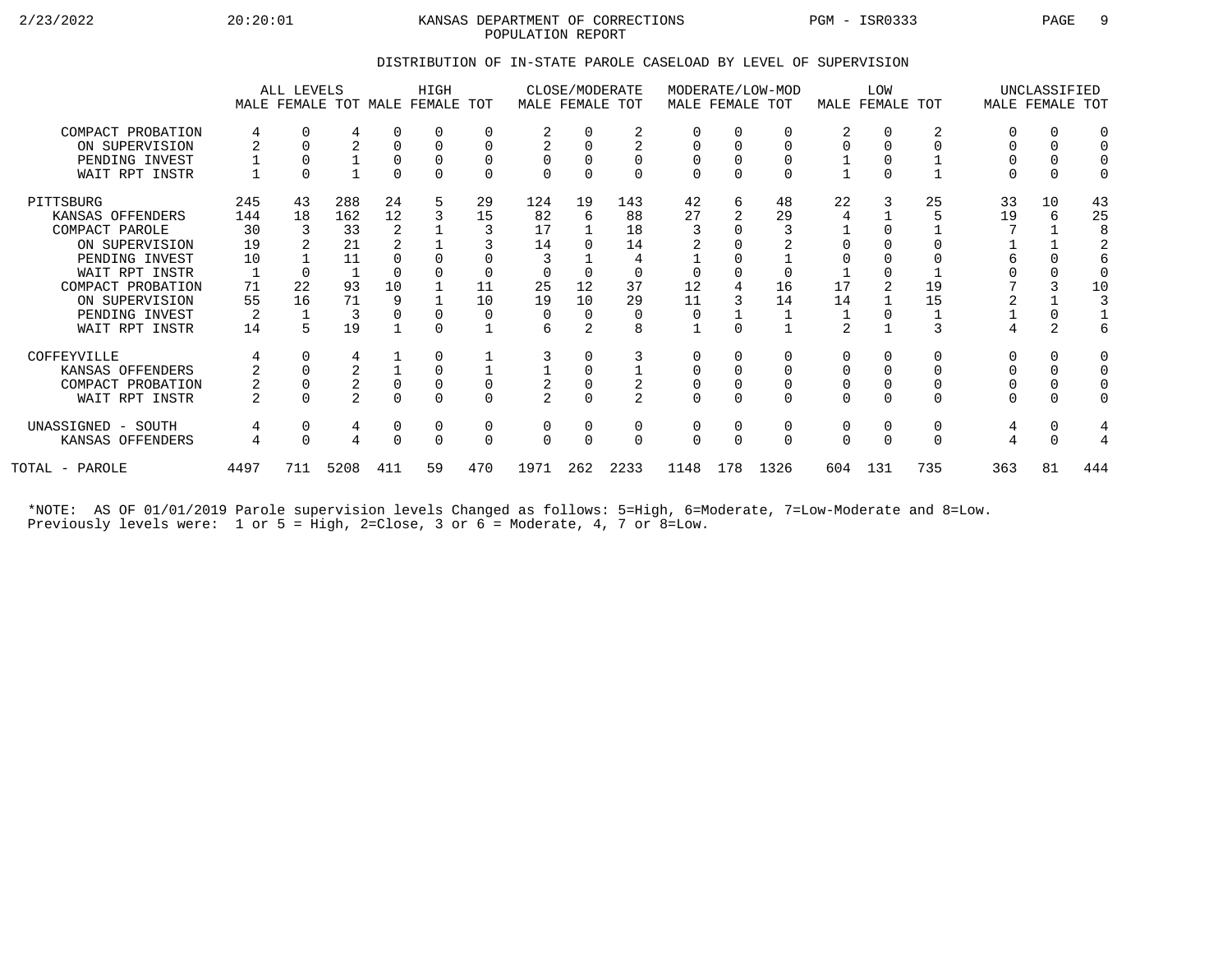DISTRIBUTION OF IN-STATE PAROLE CASELOAD BY LEVEL OF SUPERVISION

| | ALL LEVELS | | | HIGH | | | CLOSE/MODERATE | | | MODERATE/LOW-MOD | | | LOW | | | UNCLASSIFIED | | |
|---|---|---|---|---|---|---|---|---|---|---|---|---|---|---|---|---|---|---|
| | MALE | FEMALE | TOT | MALE | FEMALE | TOT | MALE | FEMALE | TOT | MALE | FEMALE | TOT | MALE | FEMALE | TOT | MALE | FEMALE | TOT |
| COMPACT PROBATION | 4 | 0 | 4 | 0 | 0 | 0 | 2 | 0 | 2 | 0 | 0 | 0 | 2 | 0 | 2 | 0 | 0 | 0 |
| ON SUPERVISION | 2 | 0 | 2 | 0 | 0 | 0 | 2 | 0 | 2 | 0 | 0 | 0 | 0 | 0 | 0 | 0 | 0 | 0 |
| PENDING INVEST | 1 | 0 | 1 | 0 | 0 | 0 | 0 | 0 | 0 | 0 | 0 | 0 | 1 | 0 | 1 | 0 | 0 | 0 |
| WAIT RPT INSTR | 1 | 0 | 1 | 0 | 0 | 0 | 0 | 0 | 0 | 0 | 0 | 0 | 1 | 0 | 1 | 0 | 0 | 0 |
| PITTSBURG | 245 | 43 | 288 | 24 | 5 | 29 | 124 | 19 | 143 | 42 | 6 | 48 | 22 | 3 | 25 | 33 | 10 | 43 |
| KANSAS OFFENDERS | 144 | 18 | 162 | 12 | 3 | 15 | 82 | 6 | 88 | 27 | 2 | 29 | 4 | 1 | 5 | 19 | 6 | 25 |
| COMPACT PAROLE | 30 | 3 | 33 | 2 | 1 | 3 | 17 | 1 | 18 | 3 | 0 | 3 | 1 | 0 | 1 | 7 | 1 | 8 |
| ON SUPERVISION | 19 | 2 | 21 | 2 | 1 | 3 | 14 | 0 | 14 | 2 | 0 | 2 | 0 | 0 | 0 | 1 | 1 | 2 |
| PENDING INVEST | 10 | 1 | 11 | 0 | 0 | 0 | 3 | 1 | 4 | 1 | 0 | 1 | 0 | 0 | 0 | 6 | 0 | 6 |
| WAIT RPT INSTR | 1 | 0 | 1 | 0 | 0 | 0 | 0 | 0 | 0 | 0 | 0 | 0 | 1 | 0 | 1 | 0 | 0 | 0 |
| COMPACT PROBATION | 71 | 22 | 93 | 10 | 1 | 11 | 25 | 12 | 37 | 12 | 4 | 16 | 17 | 2 | 19 | 7 | 3 | 10 |
| ON SUPERVISION | 55 | 16 | 71 | 9 | 1 | 10 | 19 | 10 | 29 | 11 | 3 | 14 | 14 | 1 | 15 | 2 | 1 | 3 |
| PENDING INVEST | 2 | 1 | 3 | 0 | 0 | 0 | 0 | 0 | 0 | 0 | 1 | 1 | 1 | 0 | 1 | 1 | 0 | 1 |
| WAIT RPT INSTR | 14 | 5 | 19 | 1 | 0 | 1 | 6 | 2 | 8 | 1 | 0 | 1 | 2 | 1 | 3 | 4 | 2 | 6 |
| COFFEYVILLE | 4 | 0 | 4 | 1 | 0 | 1 | 3 | 0 | 3 | 0 | 0 | 0 | 0 | 0 | 0 | 0 | 0 | 0 |
| KANSAS OFFENDERS | 2 | 0 | 2 | 1 | 0 | 1 | 1 | 0 | 1 | 0 | 0 | 0 | 0 | 0 | 0 | 0 | 0 | 0 |
| COMPACT PROBATION | 2 | 0 | 2 | 0 | 0 | 0 | 2 | 0 | 2 | 0 | 0 | 0 | 0 | 0 | 0 | 0 | 0 | 0 |
| WAIT RPT INSTR | 2 | 0 | 2 | 0 | 0 | 0 | 2 | 0 | 2 | 0 | 0 | 0 | 0 | 0 | 0 | 0 | 0 | 0 |
| UNASSIGNED - SOUTH | 4 | 0 | 4 | 0 | 0 | 0 | 0 | 0 | 0 | 0 | 0 | 0 | 0 | 0 | 0 | 4 | 0 | 4 |
| KANSAS OFFENDERS | 4 | 0 | 4 | 0 | 0 | 0 | 0 | 0 | 0 | 0 | 0 | 0 | 0 | 0 | 0 | 4 | 0 | 4 |
| TOTAL - PAROLE | 4497 | 711 | 5208 | 411 | 59 | 470 | 1971 | 262 | 2233 | 1148 | 178 | 1326 | 604 | 131 | 735 | 363 | 81 | 444 |

*NOTE: AS OF 01/01/2019 Parole supervision levels Changed as follows: 5=High, 6=Moderate, 7=Low-Moderate and 8=Low.
Previously levels were: 1 or 5 = High, 2=Close, 3 or 6 = Moderate, 4, 7 or 8=Low.